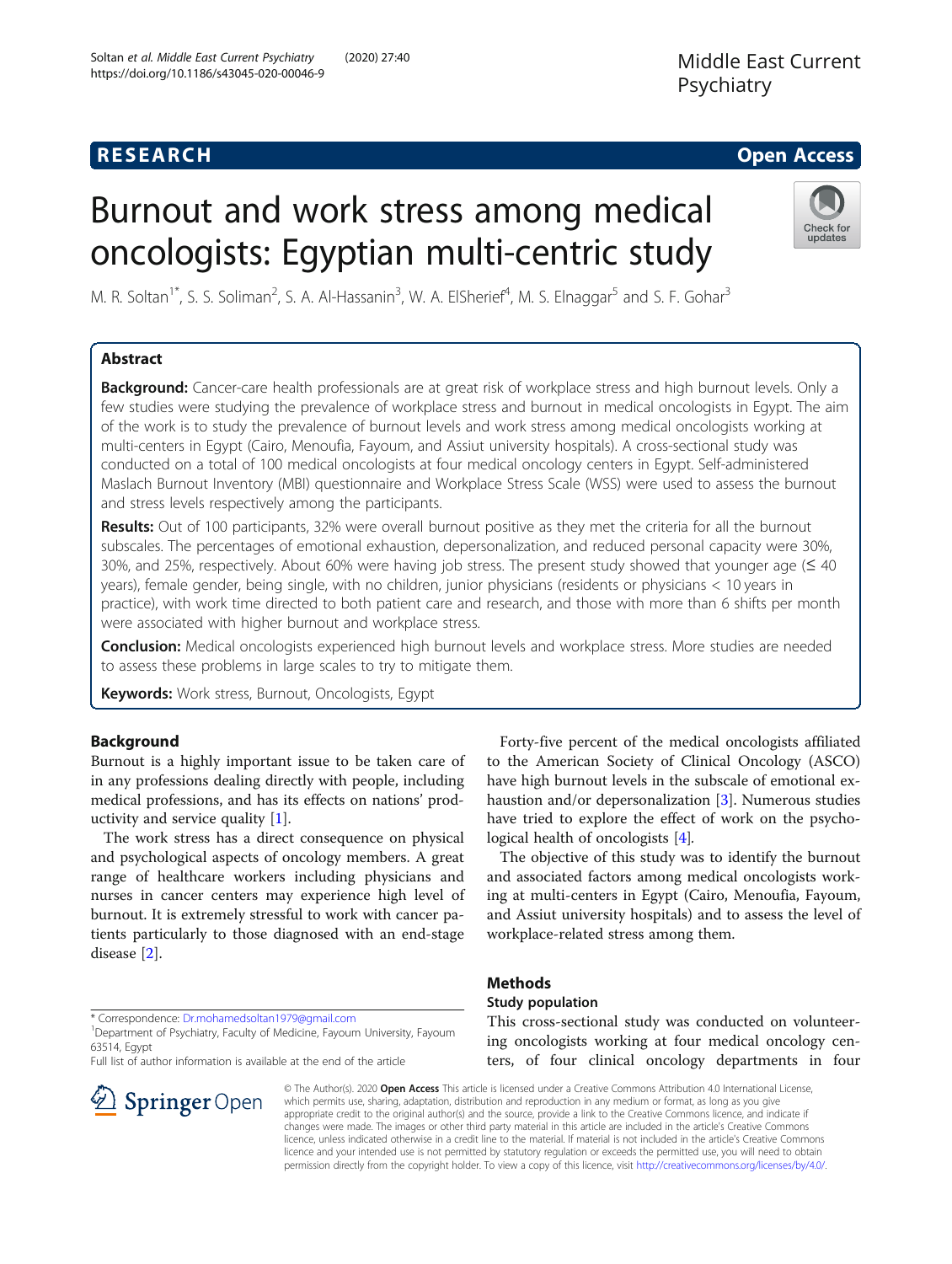RESEARCH

Open Access

# Burnout and work stress among medical oncologists: Egyptian multi-centric study

M. R. Soltan[1*], S. S. Soliman[2], S. A. Al-Hassanin[3], W. A. ElSherief[4], M. S. Elnaggar[5] and S. F. Gohar[3]

## Abstract

**Background:** Cancer-care health professionals are at great risk of workplace stress and high burnout levels. Only a few studies were studying the prevalence of workplace stress and burnout in medical oncologists in Egypt. The aim of the work is to study the prevalence of burnout levels and work stress among medical oncologists working at multi-centers in Egypt (Cairo, Menoufia, Fayoum, and Assiut university hospitals). A cross-sectional study was conducted on a total of 100 medical oncologists at four medical oncology centers in Egypt. Self-administered Maslach Burnout Inventory (MBI) questionnaire and Workplace Stress Scale (WSS) were used to assess the burnout and stress levels respectively among the participants.

**Results:** Out of 100 participants, 32% were overall burnout positive as they met the criteria for all the burnout subscales. The percentages of emotional exhaustion, depersonalization, and reduced personal capacity were 30%, 30%, and 25%, respectively. About 60% were having job stress. The present study showed that younger age (≤ 40 years), female gender, being single, with no children, junior physicians (residents or physicians < 10 years in practice), with work time directed to both patient care and research, and those with more than 6 shifts per month were associated with higher burnout and workplace stress.

**Conclusion:** Medical oncologists experienced high burnout levels and workplace stress. More studies are needed to assess these problems in large scales to try to mitigate them.

**Keywords:** Work stress, Burnout, Oncologists, Egypt

## Background

Burnout is a highly important issue to be taken care of in any professions dealing directly with people, including medical professions, and has its effects on nations' productivity and service quality [1].

The work stress has a direct consequence on physical and psychological aspects of oncology members. A great range of healthcare workers including physicians and nurses in cancer centers may experience high level of burnout. It is extremely stressful to work with cancer patients particularly to those diagnosed with an end-stage disease [2].

Forty-five percent of the medical oncologists affiliated to the American Society of Clinical Oncology (ASCO) have high burnout levels in the subscale of emotional exhaustion and/or depersonalization [3]. Numerous studies have tried to explore the effect of work on the psychological health of oncologists [4].

The objective of this study was to identify the burnout and associated factors among medical oncologists working at multi-centers in Egypt (Cairo, Menoufia, Fayoum, and Assiut university hospitals) and to assess the level of workplace-related stress among them.

## Methods

### Study population

This cross-sectional study was conducted on volunteering oncologists working at four medical oncology centers, of four clinical oncology departments in four

* Correspondence: Dr.mohamedsoltan1979@gmail.com
[1]Department of Psychiatry, Faculty of Medicine, Fayoum University, Fayoum 63514, Egypt
Full list of author information is available at the end of the article

© The Author(s). 2020 **Open Access** This article is licensed under a Creative Commons Attribution 4.0 International License, which permits use, sharing, adaptation, distribution and reproduction in any medium or format, as long as you give appropriate credit to the original author(s) and the source, provide a link to the Creative Commons licence, and indicate if changes were made. The images or other third party material in this article are included in the article's Creative Commons licence, unless indicated otherwise in a credit line to the material. If material is not included in the article's Creative Commons licence and your intended use is not permitted by statutory regulation or exceeds the permitted use, you will need to obtain permission directly from the copyright holder. To view a copy of this licence, visit http://creativecommons.org/licenses/by/4.0/.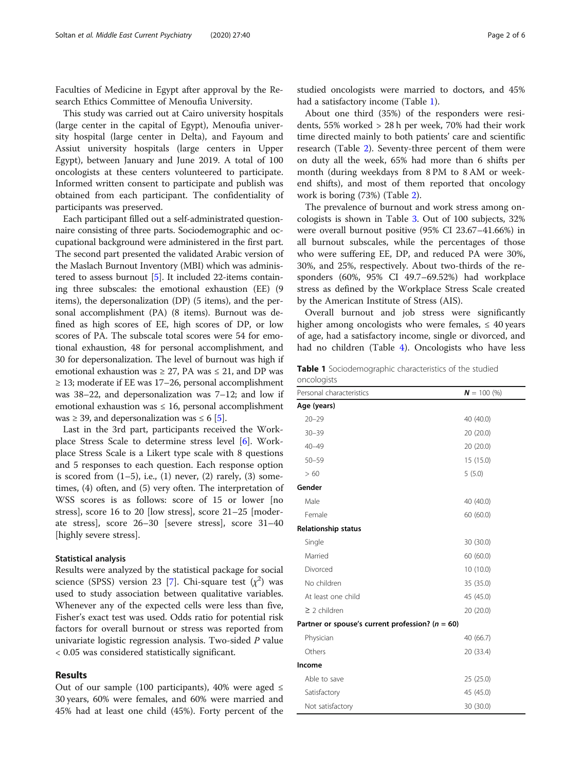Faculties of Medicine in Egypt after approval by the Research Ethics Committee of Menoufia University.

This study was carried out at Cairo university hospitals (large center in the capital of Egypt), Menoufia university hospital (large center in Delta), and Fayoum and Assiut university hospitals (large centers in Upper Egypt), between January and June 2019. A total of 100 oncologists at these centers volunteered to participate. Informed written consent to participate and publish was obtained from each participant. The confidentiality of participants was preserved.

Each participant filled out a self-administrated questionnaire consisting of three parts. Sociodemographic and occupational background were administered in the first part. The second part presented the validated Arabic version of the Maslach Burnout Inventory (MBI) which was administered to assess burnout [5]. It included 22-items containing three subscales: the emotional exhaustion (EE) (9 items), the depersonalization (DP) (5 items), and the personal accomplishment (PA) (8 items). Burnout was defined as high scores of EE, high scores of DP, or low scores of PA. The subscale total scores were 54 for emotional exhaustion, 48 for personal accomplishment, and 30 for depersonalization. The level of burnout was high if emotional exhaustion was ≥ 27, PA was ≤ 21, and DP was ≥ 13; moderate if EE was 17–26, personal accomplishment was 38–22, and depersonalization was 7–12; and low if emotional exhaustion was ≤ 16, personal accomplishment was ≥ 39, and depersonalization was ≤ 6 [5].

Last in the 3rd part, participants received the Workplace Stress Scale to determine stress level [6]. Workplace Stress Scale is a Likert type scale with 8 questions and 5 responses to each question. Each response option is scored from (1–5), i.e., (1) never, (2) rarely, (3) sometimes, (4) often, and (5) very often. The interpretation of WSS scores is as follows: score of 15 or lower [no stress], score 16 to 20 [low stress], score 21–25 [moderate stress], score 26–30 [severe stress], score 31–40 [highly severe stress].

### Statistical analysis

Results were analyzed by the statistical package for social science (SPSS) version 23 [7]. Chi-square test ($\chi^2$) was used to study association between qualitative variables. Whenever any of the expected cells were less than five, Fisher's exact test was used. Odds ratio for potential risk factors for overall burnout or stress was reported from univariate logistic regression analysis. Two-sided $P$ value < 0.05 was considered statistically significant.

## Results

Out of our sample (100 participants), 40% were aged ≤ 30 years, 60% were females, and 60% were married and 45% had at least one child (45%). Forty percent of the studied oncologists were married to doctors, and 45% had a satisfactory income (Table 1).

About one third (35%) of the responders were residents, 55% worked > 28 h per week, 70% had their work time directed mainly to both patients' care and scientific research (Table 2). Seventy-three percent of them were on duty all the week, 65% had more than 6 shifts per month (during weekdays from 8 PM to 8 AM or weekend shifts), and most of them reported that oncology work is boring (73%) (Table 2).

The prevalence of burnout and work stress among oncologists is shown in Table 3. Out of 100 subjects, 32% were overall burnout positive (95% CI 23.67–41.66%) in all burnout subscales, while the percentages of those who were suffering EE, DP, and reduced PA were 30%, 30%, and 25%, respectively. About two-thirds of the responders (60%, 95% CI 49.7–69.52%) had workplace stress as defined by the Workplace Stress Scale created by the American Institute of Stress (AIS).

Overall burnout and job stress were significantly higher among oncologists who were females, ≤ 40 years of age, had a satisfactory income, single or divorced, and had no children (Table 4). Oncologists who have less

**Table 1** Sociodemographic characteristics of the studied oncologists

| Personal characteristics | **N** = 100 (%) |
|---|---|
| **Age (years)** | |
| 20–29 | 40 (40.0) |
| 30–39 | 20 (20.0) |
| 40–49 | 20 (20.0) |
| 50–59 | 15 (15.0) |
| > 60 | 5 (5.0) |
| **Gender** | |
| Male | 40 (40.0) |
| Female | 60 (60.0) |
| **Relationship status** | |
| Single | 30 (30.0) |
| Married | 60 (60.0) |
| Divorced | 10 (10.0) |
| No children | 35 (35.0) |
| At least one child | 45 (45.0) |
| ≥ 2 children | 20 (20.0) |
| **Partner or spouse's current profession? (n = 60)** | |
| Physician | 40 (66.7) |
| Others | 20 (33.4) |
| **Income** | |
| Able to save | 25 (25.0) |
| Satisfactory | 45 (45.0) |
| Not satisfactory | 30 (30.0) |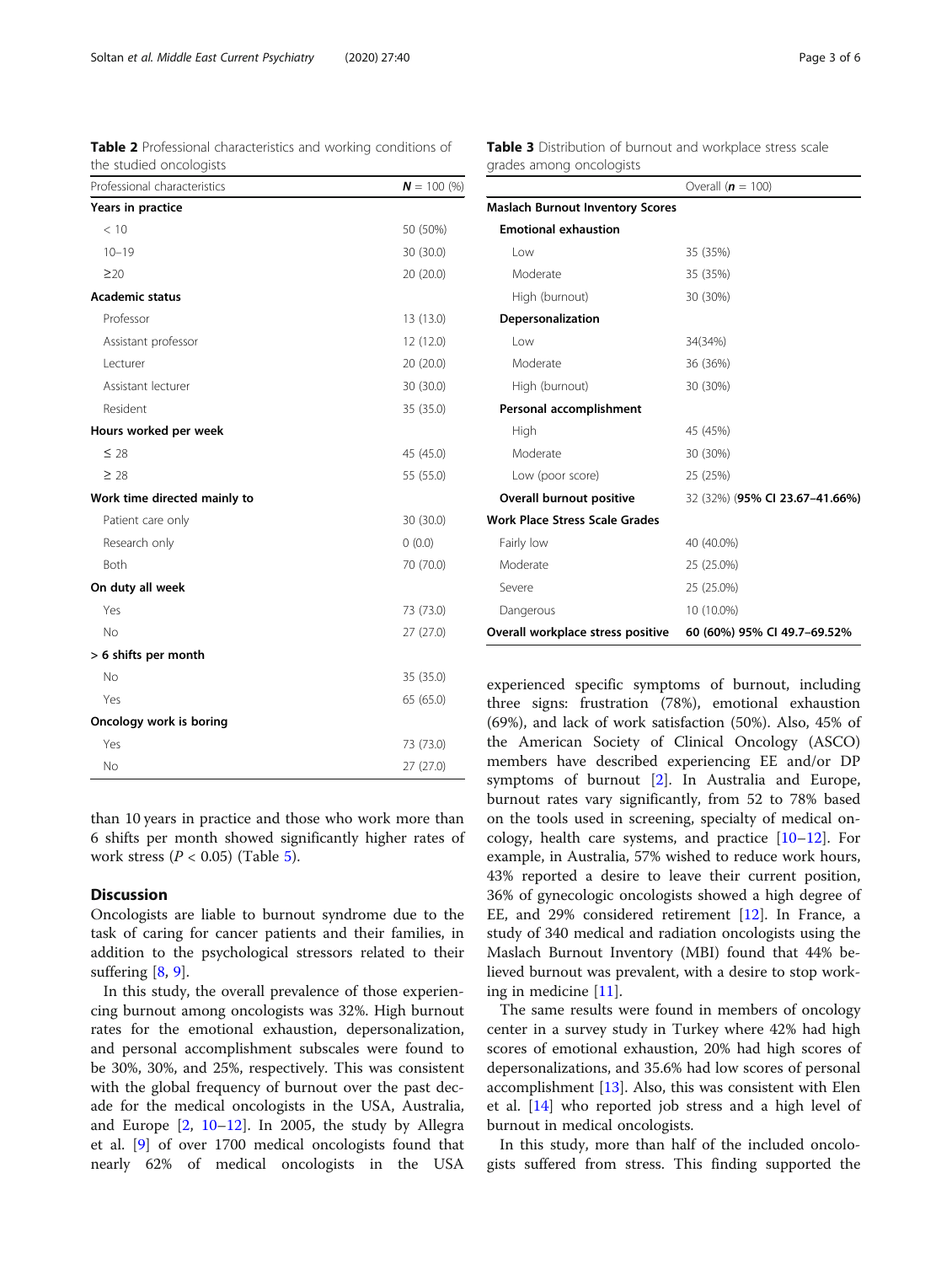**Table 2** Professional characteristics and working conditions of the studied oncologists

| Professional characteristics | ***N*** = 100 (%) |
|---|---|
| **Years in practice** | |
| < 10 | 50 (50%) |
| 10–19 | 30 (30.0) |
| ≥20 | 20 (20.0) |
| **Academic status** | |
| Professor | 13 (13.0) |
| Assistant professor | 12 (12.0) |
| Lecturer | 20 (20.0) |
| Assistant lecturer | 30 (30.0) |
| Resident | 35 (35.0) |
| **Hours worked per week** | |
| ≤ 28 | 45 (45.0) |
| ≥ 28 | 55 (55.0) |
| **Work time directed mainly to** | |
| Patient care only | 30 (30.0) |
| Research only | 0 (0.0) |
| Both | 70 (70.0) |
| **On duty all week** | |
| Yes | 73 (73.0) |
| No | 27 (27.0) |
| **> 6 shifts per month** | |
| No | 35 (35.0) |
| Yes | 65 (65.0) |
| **Oncology work is boring** | |
| Yes | 73 (73.0) |
| No | 27 (27.0) |

than 10 years in practice and those who work more than 6 shifts per month showed significantly higher rates of work stress ($P < 0.05$) (Table 5).

## Discussion

Oncologists are liable to burnout syndrome due to the task of caring for cancer patients and their families, in addition to the psychological stressors related to their suffering [8, 9].

In this study, the overall prevalence of those experiencing burnout among oncologists was 32%. High burnout rates for the emotional exhaustion, depersonalization, and personal accomplishment subscales were found to be 30%, 30%, and 25%, respectively. This was consistent with the global frequency of burnout over the past decade for the medical oncologists in the USA, Australia, and Europe [2, 10–12]. In 2005, the study by Allegra et al. [9] of over 1700 medical oncologists found that nearly 62% of medical oncologists in the USA experienced specific symptoms of burnout, including three signs: frustration (78%), emotional exhaustion (69%), and lack of work satisfaction (50%). Also, 45% of the American Society of Clinical Oncology (ASCO) members have described experiencing EE and/or DP symptoms of burnout [2]. In Australia and Europe, burnout rates vary significantly, from 52 to 78% based on the tools used in screening, specialty of medical oncology, health care systems, and practice [10–12]. For example, in Australia, 57% wished to reduce work hours, 43% reported a desire to leave their current position, 36% of gynecologic oncologists showed a high degree of EE, and 29% considered retirement [12]. In France, a study of 340 medical and radiation oncologists using the Maslach Burnout Inventory (MBI) found that 44% believed burnout was prevalent, with a desire to stop working in medicine [11].

**Table 3** Distribution of burnout and workplace stress scale grades among oncologists

| | Overall (***n*** = 100) |
|---|---|
| **Maslach Burnout Inventory Scores** | |
| **Emotional exhaustion** | |
| Low | 35 (35%) |
| Moderate | 35 (35%) |
| High (burnout) | 30 (30%) |
| **Depersonalization** | |
| Low | 34(34%) |
| Moderate | 36 (36%) |
| High (burnout) | 30 (30%) |
| **Personal accomplishment** | |
| High | 45 (45%) |
| Moderate | 30 (30%) |
| Low (poor score) | 25 (25%) |
| **Overall burnout positive** | 32 (32%) (**95% CI 23.67–41.66%**) |
| **Work Place Stress Scale Grades** | |
| Fairly low | 40 (40.0%) |
| Moderate | 25 (25.0%) |
| Severe | 25 (25.0%) |
| Dangerous | 10 (10.0%) |
| **Overall workplace stress positive** | **60 (60%) 95% CI 49.7–69.52%** |

The same results were found in members of oncology center in a survey study in Turkey where 42% had high scores of emotional exhaustion, 20% had high scores of depersonalizations, and 35.6% had low scores of personal accomplishment [13]. Also, this was consistent with Elen et al. [14] who reported job stress and a high level of burnout in medical oncologists.

In this study, more than half of the included oncologists suffered from stress. This finding supported the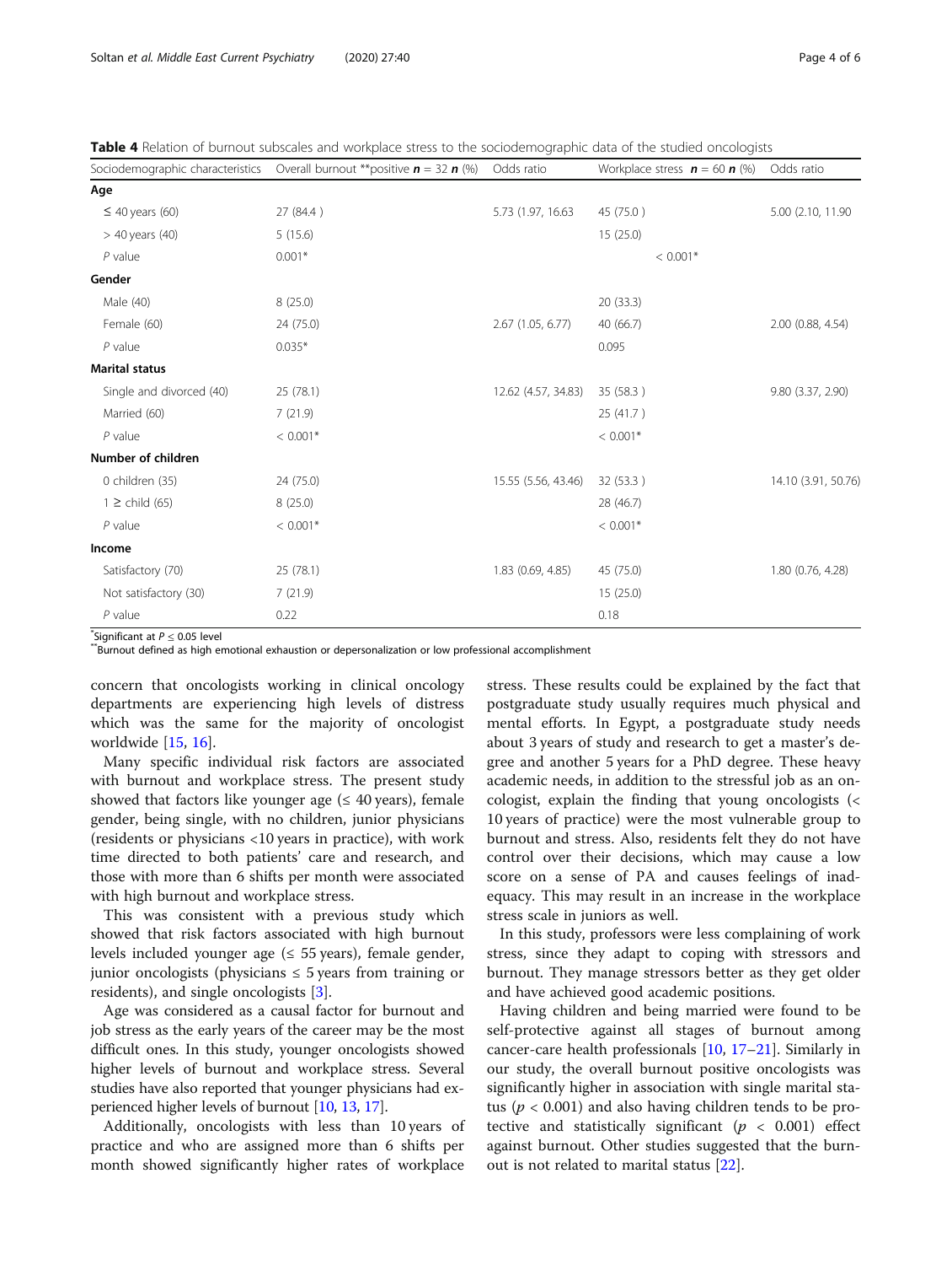**Table 4** Relation of burnout subscales and workplace stress to the sociodemographic data of the studied oncologists

| Sociodemographic characteristics | Overall burnout **positive ***n*** = 32 ***n*** (%) | Odds ratio | Workplace stress ***n*** = 60 ***n*** (%) | Odds ratio |
|---|---|---|---|---|
| **Age** | | | | |
| ≤ 40 years (60) | 27 (84.4 ) | 5.73 (1.97, 16.63 | 45 (75.0 ) | 5.00 (2.10, 11.90 |
| > 40 years (40) | 5 (15.6) | | 15 (25.0) | |
| *P* value | 0.001* | | < 0.001* | |
| **Gender** | | | | |
| Male (40) | 8 (25.0) | | 20 (33.3) | |
| Female (60) | 24 (75.0) | 2.67 (1.05, 6.77) | 40 (66.7) | 2.00 (0.88, 4.54) |
| *P* value | 0.035* | | 0.095 | |
| **Marital status** | | | | |
| Single and divorced (40) | 25 (78.1) | 12.62 (4.57, 34.83) | 35 (58.3 ) | 9.80 (3.37, 2.90) |
| Married (60) | 7 (21.9) | | 25 (41.7 ) | |
| *P* value | < 0.001* | | < 0.001* | |
| **Number of children** | | | | |
| 0 children (35) | 24 (75.0) | 15.55 (5.56, 43.46) | 32 (53.3 ) | 14.10 (3.91, 50.76) |
| 1 ≥ child (65) | 8 (25.0) | | 28 (46.7) | |
| *P* value | < 0.001* | | < 0.001* | |
| **Income** | | | | |
| Satisfactory (70) | 25 (78.1) | 1.83 (0.69, 4.85) | 45 (75.0) | 1.80 (0.76, 4.28) |
| Not satisfactory (30) | 7 (21.9) | | 15 (25.0) | |
| *P* value | 0.22 | | 0.18 | |

*Significant at $P \leq 0.05$ level
**Burnout defined as high emotional exhaustion or depersonalization or low professional accomplishment

concern that oncologists working in clinical oncology departments are experiencing high levels of distress which was the same for the majority of oncologist worldwide [15, 16].

Many specific individual risk factors are associated with burnout and workplace stress. The present study showed that factors like younger age (≤ 40 years), female gender, being single, with no children, junior physicians (residents or physicians <10 years in practice), with work time directed to both patients' care and research, and those with more than 6 shifts per month were associated with high burnout and workplace stress.

This was consistent with a previous study which showed that risk factors associated with high burnout levels included younger age (≤ 55 years), female gender, junior oncologists (physicians ≤ 5 years from training or residents), and single oncologists [3].

Age was considered as a causal factor for burnout and job stress as the early years of the career may be the most difficult ones. In this study, younger oncologists showed higher levels of burnout and workplace stress. Several studies have also reported that younger physicians had experienced higher levels of burnout [10, 13, 17].

Additionally, oncologists with less than 10 years of practice and who are assigned more than 6 shifts per month showed significantly higher rates of workplace stress. These results could be explained by the fact that postgraduate study usually requires much physical and mental efforts. In Egypt, a postgraduate study needs about 3 years of study and research to get a master's degree and another 5 years for a PhD degree. These heavy academic needs, in addition to the stressful job as an oncologist, explain the finding that young oncologists (< 10 years of practice) were the most vulnerable group to burnout and stress. Also, residents felt they do not have control over their decisions, which may cause a low score on a sense of PA and causes feelings of inadequacy. This may result in an increase in the workplace stress scale in juniors as well.

In this study, professors were less complaining of work stress, since they adapt to coping with stressors and burnout. They manage stressors better as they get older and have achieved good academic positions.

Having children and being married were found to be self-protective against all stages of burnout among cancer-care health professionals [10, 17–21]. Similarly in our study, the overall burnout positive oncologists was significantly higher in association with single marital status ($p < 0.001$) and also having children tends to be protective and statistically significant ($p < 0.001$) effect against burnout. Other studies suggested that the burnout is not related to marital status [22].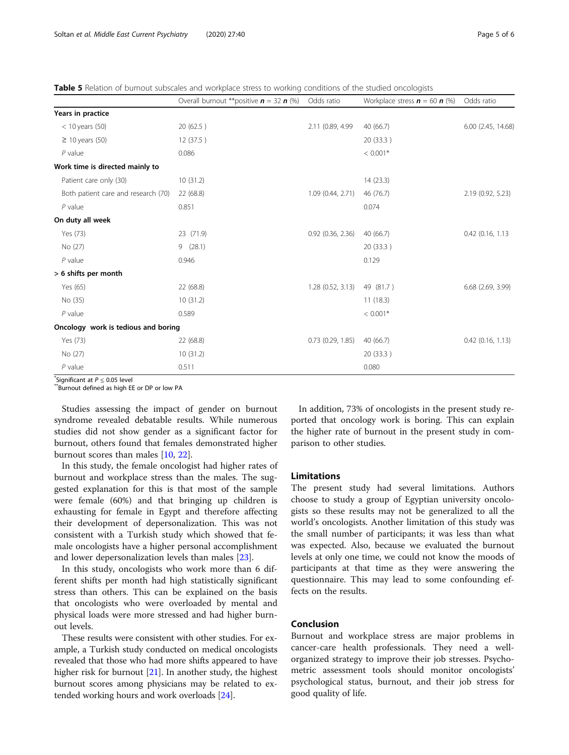**Table 5** Relation of burnout subscales and workplace stress to working conditions of the studied oncologists

| | Overall burnout **positive $n$ = 32 $n$ (%) | Odds ratio | Workplace stress $n$ = 60 $n$ (%) | Odds ratio |
|---|---|---|---|---|
| **Years in practice** | | | | |
| < 10 years (50) | 20 (62.5 ) | 2.11 (0.89, 4.99 | 40 (66.7) | 6.00 (2.45, 14.68) |
| ≥ 10 years (50) | 12 (37.5 ) | | 20 (33.3 ) | |
| *P* value | 0.086 | | < 0.001* | |
| **Work time is directed mainly to** | | | | |
| Patient care only (30) | 10 (31.2) | | 14 (23.3) | |
| Both patient care and research (70) | 22 (68.8) | 1.09 (0.44, 2.71) | 46 (76.7) | 2.19 (0.92, 5.23) |
| *P* value | 0.851 | | 0.074 | |
| **On duty all week** | | | | |
| Yes (73) | 23 (71.9) | 0.92 (0.36, 2.36) | 40 (66.7) | 0.42 (0.16, 1.13 |
| No (27) | 9 (28.1) | | 20 (33.3 ) | |
| *P* value | 0.946 | | 0.129 | |
| **> 6 shifts per month** | | | | |
| Yes (65) | 22 (68.8) | 1.28 (0.52, 3.13) | 49 (81.7 ) | 6.68 (2.69, 3.99) |
| No (35) | 10 (31.2) | | 11 (18.3) | |
| *P* value | 0.589 | | < 0.001* | |
| **Oncology work is tedious and boring** | | | | |
| Yes (73) | 22 (68.8) | 0.73 (0.29, 1.85) | 40 (66.7) | 0.42 (0.16, 1.13) |
| No (27) | 10 (31.2) | | 20 (33.3 ) | |
| *P* value | 0.511 | | 0.080 | |

*Significant at $P \leq 0.05$ level
**Burnout defined as high EE or DP or low PA

Studies assessing the impact of gender on burnout syndrome revealed debatable results. While numerous studies did not show gender as a significant factor for burnout, others found that females demonstrated higher burnout scores than males [10, 22].

In this study, the female oncologist had higher rates of burnout and workplace stress than the males. The suggested explanation for this is that most of the sample were female (60%) and that bringing up children is exhausting for female in Egypt and therefore affecting their development of depersonalization. This was not consistent with a Turkish study which showed that female oncologists have a higher personal accomplishment and lower depersonalization levels than males [23].

In this study, oncologists who work more than 6 different shifts per month had high statistically significant stress than others. This can be explained on the basis that oncologists who were overloaded by mental and physical loads were more stressed and had higher burnout levels.

These results were consistent with other studies. For example, a Turkish study conducted on medical oncologists revealed that those who had more shifts appeared to have higher risk for burnout [21]. In another study, the highest burnout scores among physicians may be related to extended working hours and work overloads [24].

In addition, 73% of oncologists in the present study reported that oncology work is boring. This can explain the higher rate of burnout in the present study in comparison to other studies.

## Limitations

The present study had several limitations. Authors choose to study a group of Egyptian university oncologists so these results may not be generalized to all the world's oncologists. Another limitation of this study was the small number of participants; it was less than what was expected. Also, because we evaluated the burnout levels at only one time, we could not know the moods of participants at that time as they were answering the questionnaire. This may lead to some confounding effects on the results.

## Conclusion

Burnout and workplace stress are major problems in cancer-care health professionals. They need a well-organized strategy to improve their job stresses. Psychometric assessment tools should monitor oncologists' psychological status, burnout, and their job stress for good quality of life.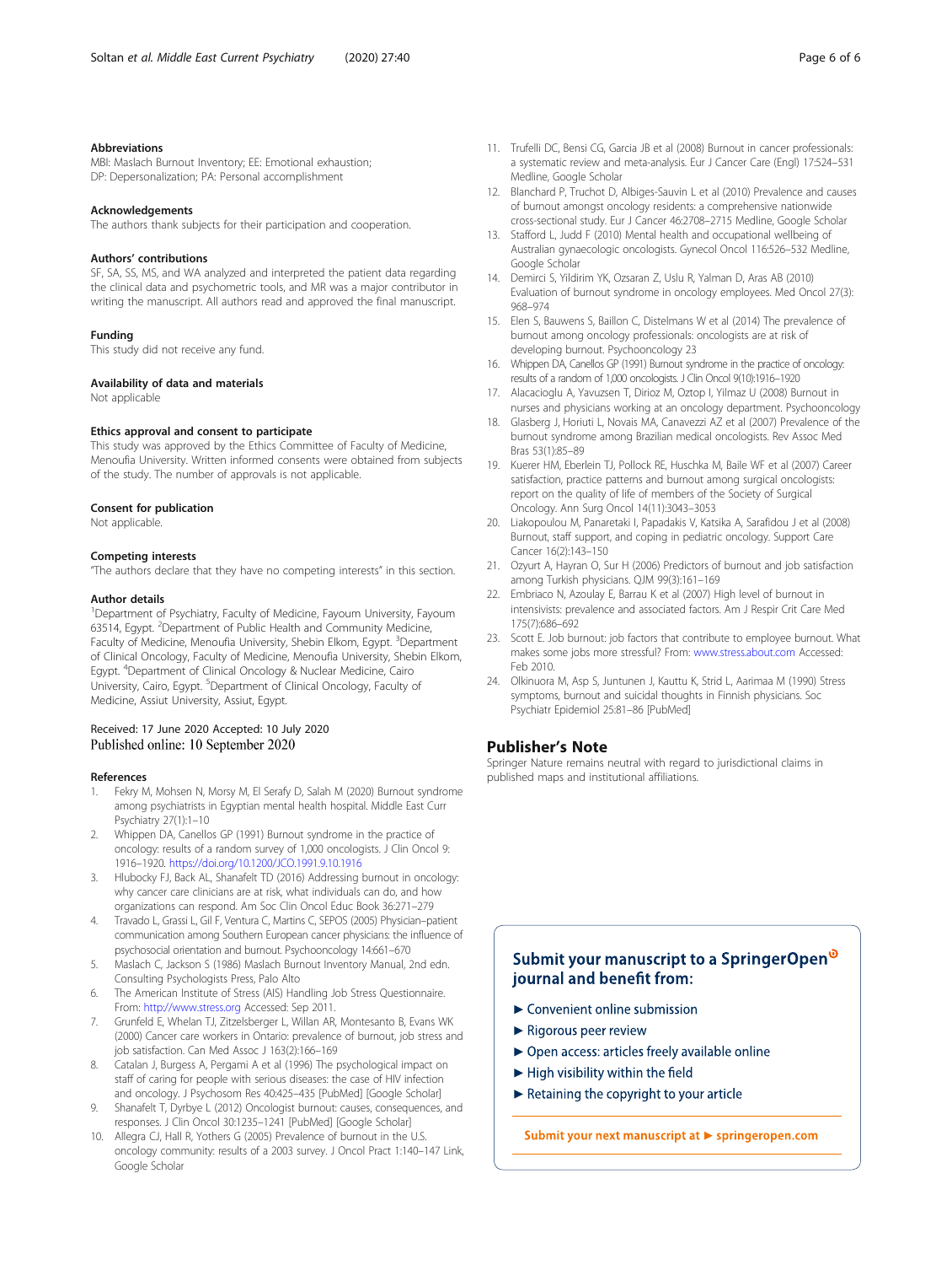### Abbreviations

MBI: Maslach Burnout Inventory; EE: Emotional exhaustion; DP: Depersonalization; PA: Personal accomplishment

### Acknowledgements

The authors thank subjects for their participation and cooperation.

### Authors' contributions

SF, SA, SS, MS, and WA analyzed and interpreted the patient data regarding the clinical data and psychometric tools, and MR was a major contributor in writing the manuscript. All authors read and approved the final manuscript.

### Funding

This study did not receive any fund.

### Availability of data and materials

Not applicable

### Ethics approval and consent to participate

This study was approved by the Ethics Committee of Faculty of Medicine, Menoufia University. Written informed consents were obtained from subjects of the study. The number of approvals is not applicable.

### Consent for publication

Not applicable.

### Competing interests

"The authors declare that they have no competing interests" in this section.

### Author details

[1]Department of Psychiatry, Faculty of Medicine, Fayoum University, Fayoum 63514, Egypt. [2]Department of Public Health and Community Medicine, Faculty of Medicine, Menoufia University, Shebin Elkom, Egypt. [3]Department of Clinical Oncology, Faculty of Medicine, Menoufia University, Shebin Elkom, Egypt. [4]Department of Clinical Oncology & Nuclear Medicine, Cairo University, Cairo, Egypt. [5]Department of Clinical Oncology, Faculty of Medicine, Assiut University, Assiut, Egypt.

Received: 17 June 2020 Accepted: 10 July 2020
Published online: 10 September 2020

### References

1. Fekry M, Mohsen N, Morsy M, El Serafy D, Salah M (2020) Burnout syndrome among psychiatrists in Egyptian mental health hospital. Middle East Curr Psychiatry 27(1):1–10
2. Whippen DA, Canellos GP (1991) Burnout syndrome in the practice of oncology: results of a random survey of 1,000 oncologists. J Clin Oncol 9: 1916–1920. https://doi.org/10.1200/JCO.1991.9.10.1916
3. Hlubocky FJ, Back AL, Shanafelt TD (2016) Addressing burnout in oncology: why cancer care clinicians are at risk, what individuals can do, and how organizations can respond. Am Soc Clin Oncol Educ Book 36:271–279
4. Travado L, Grassi L, Gil F, Ventura C, Martins C, SEPOS (2005) Physician–patient communication among Southern European cancer physicians: the influence of psychosocial orientation and burnout. Psychooncology 14:661–670
5. Maslach C, Jackson S (1986) Maslach Burnout Inventory Manual, 2nd edn. Consulting Psychologists Press, Palo Alto
6. The American Institute of Stress (AIS) Handling Job Stress Questionnaire. From: http://www.stress.org Accessed: Sep 2011.
7. Grunfeld E, Whelan TJ, Zitzelsberger L, Willan AR, Montesanto B, Evans WK (2000) Cancer care workers in Ontario: prevalence of burnout, job stress and job satisfaction. Can Med Assoc J 163(2):166–169
8. Catalan J, Burgess A, Pergami A et al (1996) The psychological impact on staff of caring for people with serious diseases: the case of HIV infection and oncology. J Psychosom Res 40:425–435 [PubMed] [Google Scholar]
9. Shanafelt T, Dyrbye L (2012) Oncologist burnout: causes, consequences, and responses. J Clin Oncol 30:1235–1241 [PubMed] [Google Scholar]
10. Allegra CJ, Hall R, Yothers G (2005) Prevalence of burnout in the U.S. oncology community: results of a 2003 survey. J Oncol Pract 1:140–147 Link, Google Scholar
11. Trufelli DC, Bensi CG, Garcia JB et al (2008) Burnout in cancer professionals: a systematic review and meta-analysis. Eur J Cancer Care (Engl) 17:524–531 Medline, Google Scholar
12. Blanchard P, Truchot D, Albiges-Sauvin L et al (2010) Prevalence and causes of burnout amongst oncology residents: a comprehensive nationwide cross-sectional study. Eur J Cancer 46:2708–2715 Medline, Google Scholar
13. Stafford L, Judd F (2010) Mental health and occupational wellbeing of Australian gynaecologic oncologists. Gynecol Oncol 116:526–532 Medline, Google Scholar
14. Demirci S, Yildirim YK, Ozsaran Z, Uslu R, Yalman D, Aras AB (2010) Evaluation of burnout syndrome in oncology employees. Med Oncol 27(3): 968–974
15. Elen S, Bauwens S, Baillon C, Distelmans W et al (2014) The prevalence of burnout among oncology professionals: oncologists are at risk of developing burnout. Psychooncology 23
16. Whippen DA, Canellos GP (1991) Burnout syndrome in the practice of oncology: results of a random of 1,000 oncologists. J Clin Oncol 9(10):1916–1920
17. Alacacioglu A, Yavuzsen T, Dirioz M, Oztop I, Yilmaz U (2008) Burnout in nurses and physicians working at an oncology department. Psychooncology
18. Glasberg J, Horiuti L, Novais MA, Canavezzi AZ et al (2007) Prevalence of the burnout syndrome among Brazilian medical oncologists. Rev Assoc Med Bras 53(1):85–89
19. Kuerer HM, Eberlein TJ, Pollock RE, Huschka M, Baile WF et al (2007) Career satisfaction, practice patterns and burnout among surgical oncologists: report on the quality of life of members of the Society of Surgical Oncology. Ann Surg Oncol 14(11):3043–3053
20. Liakopoulou M, Panaretaki I, Papadakis V, Katsika A, Sarafidou J et al (2008) Burnout, staff support, and coping in pediatric oncology. Support Care Cancer 16(2):143–150
21. Ozyurt A, Hayran O, Sur H (2006) Predictors of burnout and job satisfaction among Turkish physicians. QJM 99(3):161–169
22. Embriaco N, Azoulay E, Barrau K et al (2007) High level of burnout in intensivists: prevalence and associated factors. Am J Respir Crit Care Med 175(7):686–692
23. Scott E. Job burnout: job factors that contribute to employee burnout. What makes some jobs more stressful? From: www.stress.about.com Accessed: Feb 2010.
24. Olkinuora M, Asp S, Juntunen J, Kauttu K, Strid L, Aarimaa M (1990) Stress symptoms, burnout and suicidal thoughts in Finnish physicians. Soc Psychiatr Epidemiol 25:81–86 [PubMed]

## Publisher's Note

Springer Nature remains neutral with regard to jurisdictional claims in published maps and institutional affiliations.

**Submit your manuscript to a SpringerOpen journal and benefit from:**

- ► Convenient online submission
- ► Rigorous peer review
- ► Open access: articles freely available online
- ► High visibility within the field
- ► Retaining the copyright to your article

Submit your next manuscript at ► springeropen.com